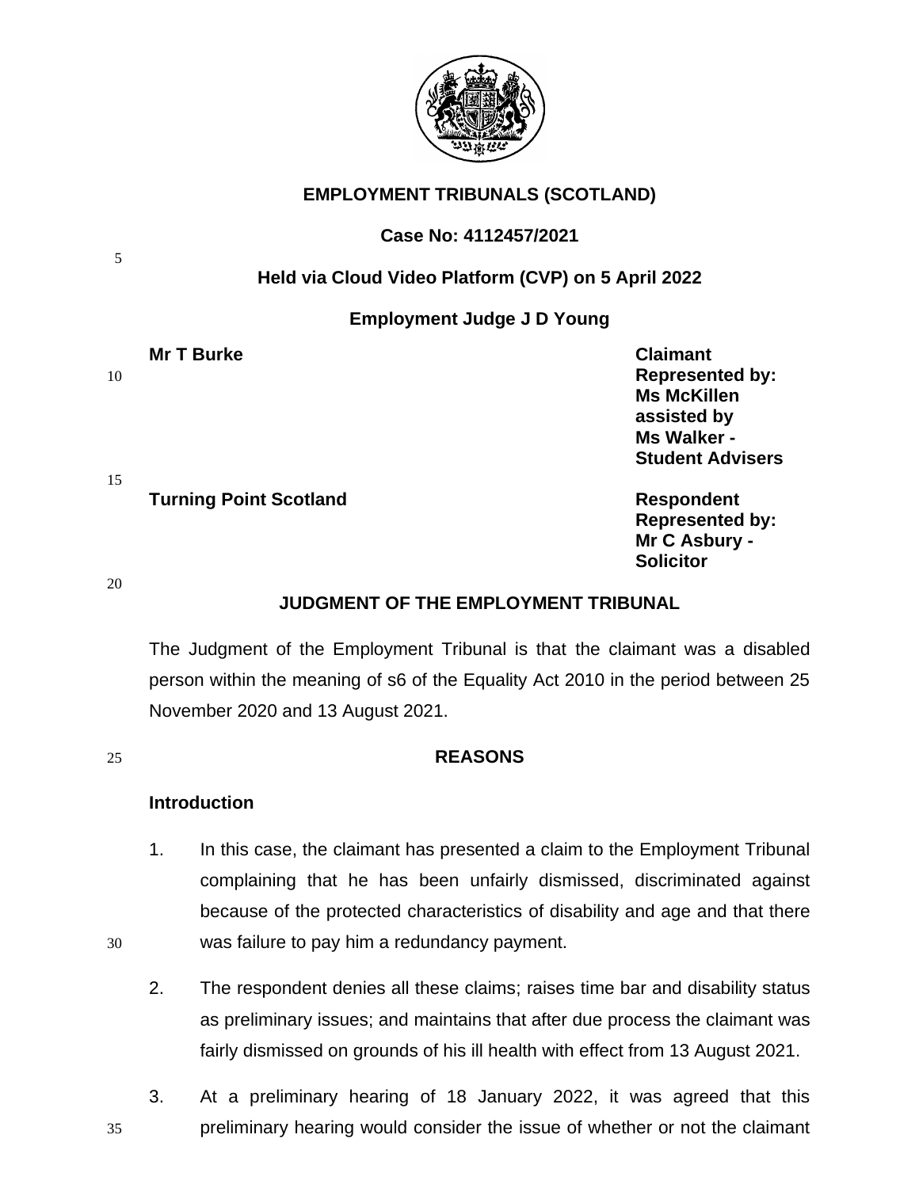**EMPLOYMENT TRIBUNALS (SCOTLAND)**

**Case No: 4112457/2021**

**Held via Cloud Video Platform (CVP) on 5 April 2022**

**Employment Judge J D Young**

| | |
|---|---|
| **Mr T Burke** | **Claimant**<br>**Represented by:**<br>**Ms McKillen**<br>**assisted by**<br>**Ms Walker -**<br>**Student Advisers** |
| **Turning Point Scotland** | **Respondent**<br>**Represented by:**<br>**Mr C Asbury -**<br>**Solicitor** |

## JUDGMENT OF THE EMPLOYMENT TRIBUNAL

The Judgment of the Employment Tribunal is that the claimant was a disabled person within the meaning of s6 of the Equality Act 2010 in the period between 25 November 2020 and 13 August 2021.

## REASONS

### Introduction

1. In this case, the claimant has presented a claim to the Employment Tribunal complaining that he has been unfairly dismissed, discriminated against because of the protected characteristics of disability and age and that there was failure to pay him a redundancy payment.

2. The respondent denies all these claims; raises time bar and disability status as preliminary issues; and maintains that after due process the claimant was fairly dismissed on grounds of his ill health with effect from 13 August 2021.

3. At a preliminary hearing of 18 January 2022, it was agreed that this preliminary hearing would consider the issue of whether or not the claimant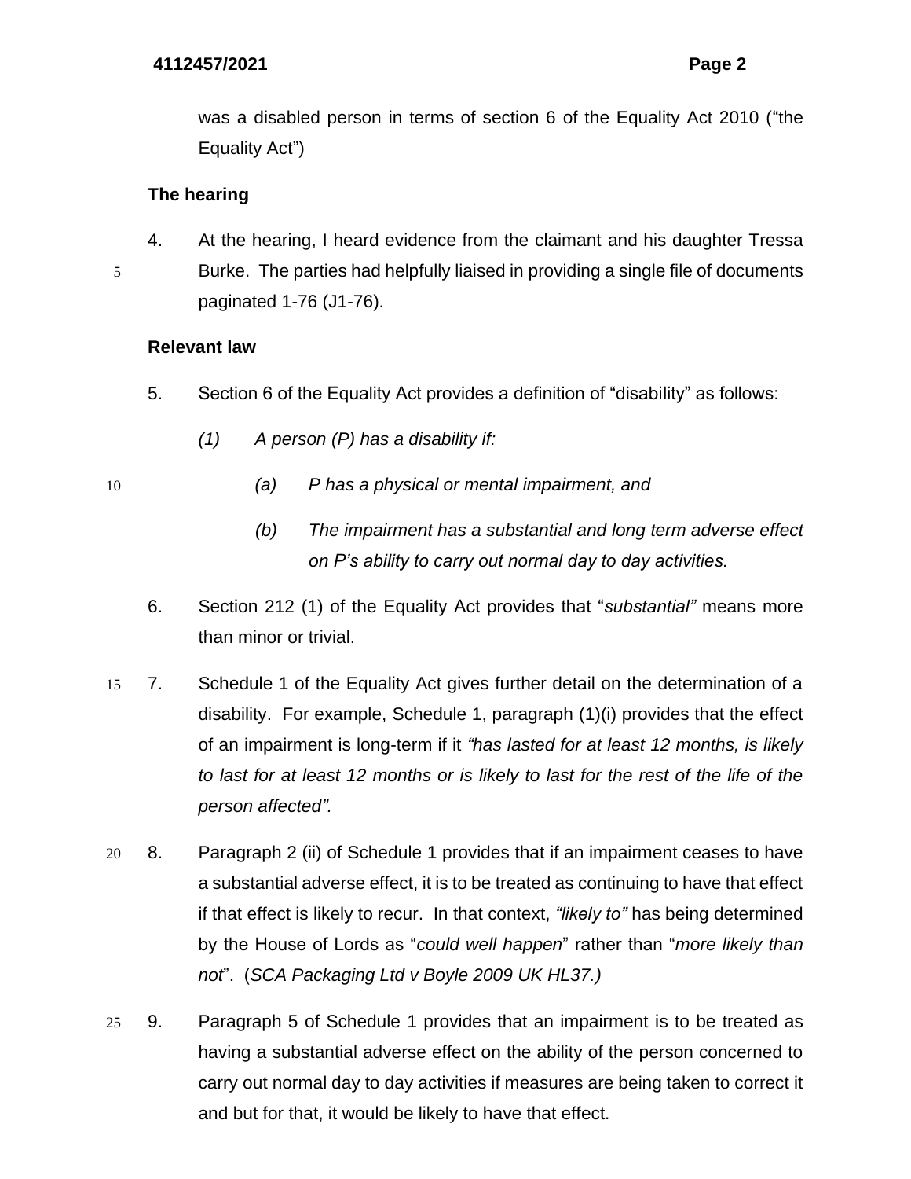was a disabled person in terms of section 6 of the Equality Act 2010 ("the Equality Act")

**The hearing**

4. At the hearing, I heard evidence from the claimant and his daughter Tressa Burke. The parties had helpfully liaised in providing a single file of documents paginated 1-76 (J1-76).

**Relevant law**

5. Section 6 of the Equality Act provides a definition of "disability" as follows:

   *(1) A person (P) has a disability if:*

   *(a) P has a physical or mental impairment, and*

   *(b) The impairment has a substantial and long term adverse effect on P's ability to carry out normal day to day activities.*

6. Section 212 (1) of the Equality Act provides that "*substantial"* means more than minor or trivial.

7. Schedule 1 of the Equality Act gives further detail on the determination of a disability. For example, Schedule 1, paragraph (1)(i) provides that the effect of an impairment is long-term if it *"has lasted for at least 12 months, is likely to last for at least 12 months or is likely to last for the rest of the life of the person affected".*

8. Paragraph 2 (ii) of Schedule 1 provides that if an impairment ceases to have a substantial adverse effect, it is to be treated as continuing to have that effect if that effect is likely to recur. In that context, *"likely to"* has being determined by the House of Lords as "*could well happen*" rather than "*more likely than not*". (*SCA Packaging Ltd v Boyle 2009 UK HL37.)*

9. Paragraph 5 of Schedule 1 provides that an impairment is to be treated as having a substantial adverse effect on the ability of the person concerned to carry out normal day to day activities if measures are being taken to correct it and but for that, it would be likely to have that effect.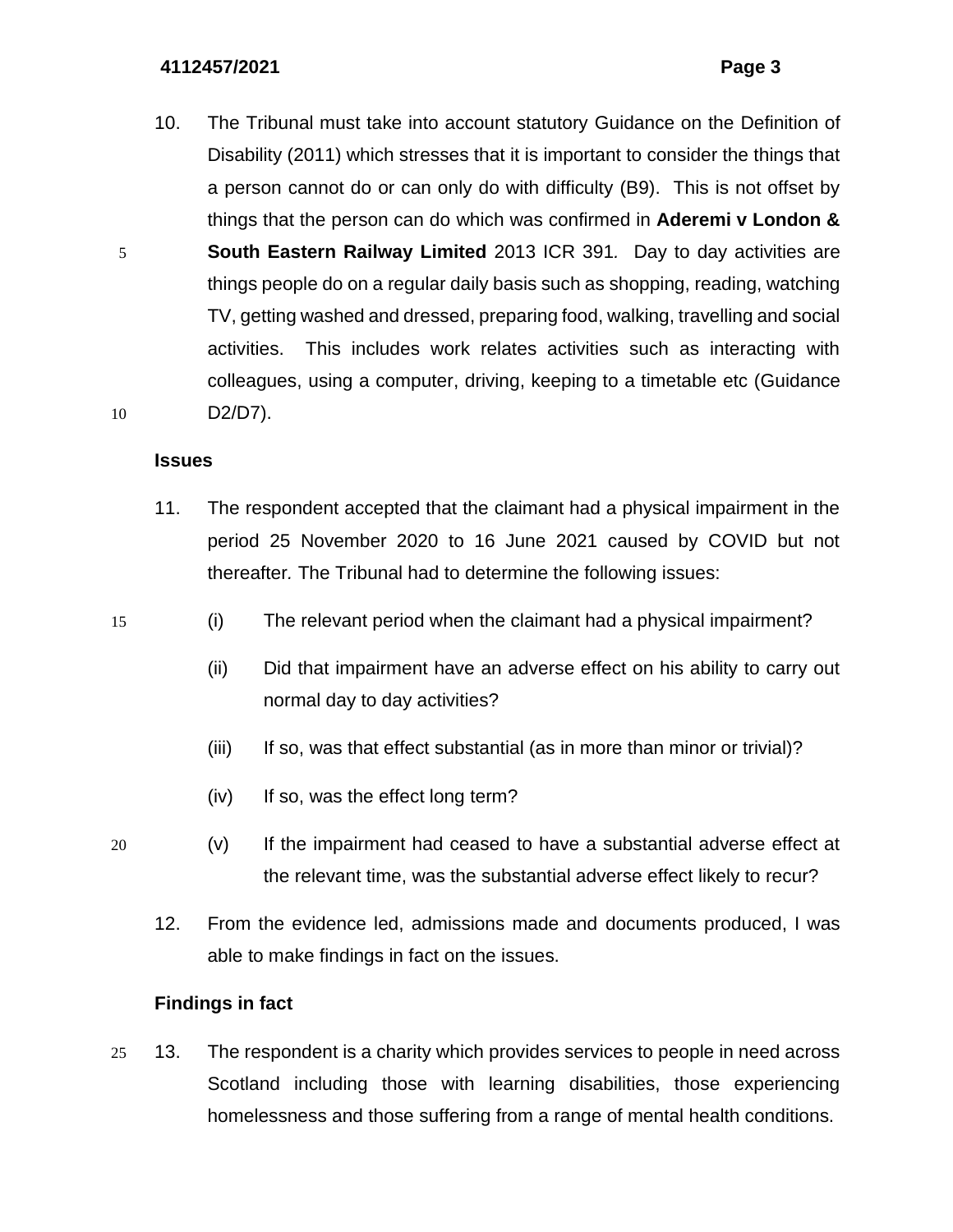10. The Tribunal must take into account statutory Guidance on the Definition of Disability (2011) which stresses that it is important to consider the things that a person cannot do or can only do with difficulty (B9). This is not offset by things that the person can do which was confirmed in **Aderemi v London & South Eastern Railway Limited** 2013 ICR 391. Day to day activities are things people do on a regular daily basis such as shopping, reading, watching TV, getting washed and dressed, preparing food, walking, travelling and social activities. This includes work relates activities such as interacting with colleagues, using a computer, driving, keeping to a timetable etc (Guidance D2/D7).

**Issues**

11. The respondent accepted that the claimant had a physical impairment in the period 25 November 2020 to 16 June 2021 caused by COVID but not thereafter. The Tribunal had to determine the following issues:

    (i) The relevant period when the claimant had a physical impairment?

    (ii) Did that impairment have an adverse effect on his ability to carry out normal day to day activities?

    (iii) If so, was that effect substantial (as in more than minor or trivial)?

    (iv) If so, was the effect long term?

    (v) If the impairment had ceased to have a substantial adverse effect at the relevant time, was the substantial adverse effect likely to recur?

12. From the evidence led, admissions made and documents produced, I was able to make findings in fact on the issues.

**Findings in fact**

13. The respondent is a charity which provides services to people in need across Scotland including those with learning disabilities, those experiencing homelessness and those suffering from a range of mental health conditions.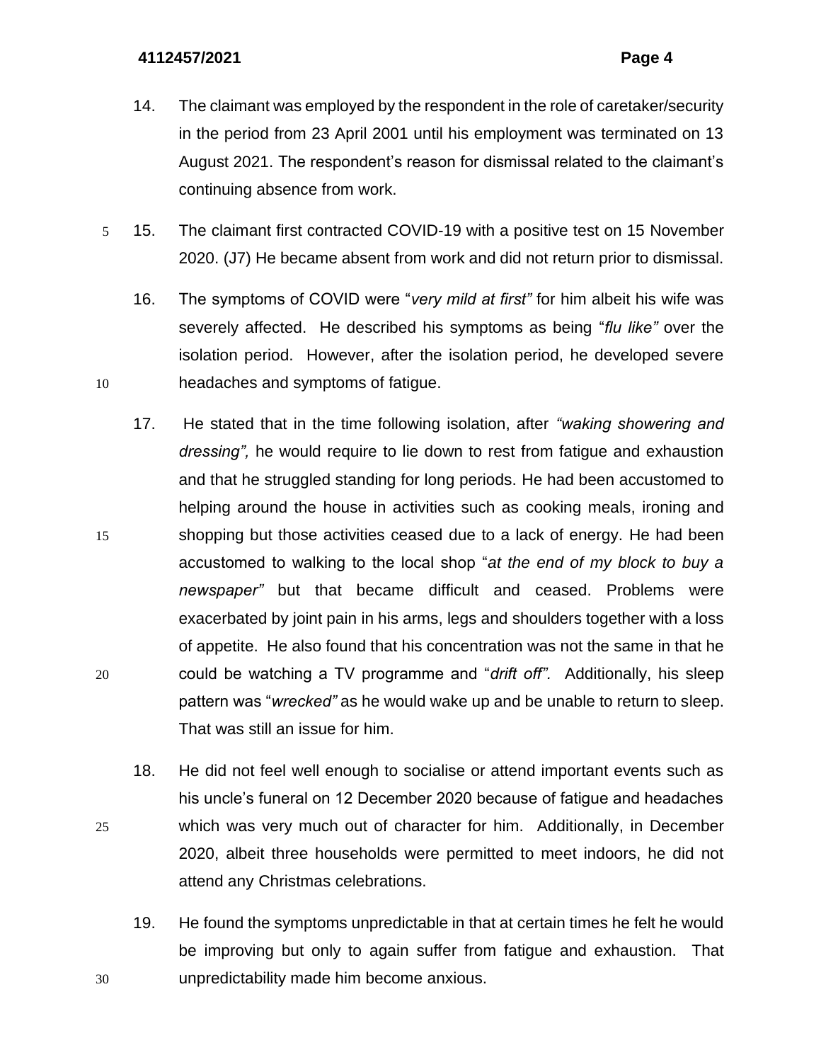14. The claimant was employed by the respondent in the role of caretaker/security in the period from 23 April 2001 until his employment was terminated on 13 August 2021. The respondent's reason for dismissal related to the claimant's continuing absence from work.

15. The claimant first contracted COVID-19 with a positive test on 15 November 2020. (J7) He became absent from work and did not return prior to dismissal.

16. The symptoms of COVID were "*very mild at first"* for him albeit his wife was severely affected. He described his symptoms as being "*flu like"* over the isolation period. However, after the isolation period, he developed severe headaches and symptoms of fatigue.

17. He stated that in the time following isolation, after *"waking showering and dressing",* he would require to lie down to rest from fatigue and exhaustion and that he struggled standing for long periods. He had been accustomed to helping around the house in activities such as cooking meals, ironing and shopping but those activities ceased due to a lack of energy. He had been accustomed to walking to the local shop "*at the end of my block to buy a newspaper"* but that became difficult and ceased. Problems were exacerbated by joint pain in his arms, legs and shoulders together with a loss of appetite. He also found that his concentration was not the same in that he could be watching a TV programme and "*drift off".* Additionally, his sleep pattern was "*wrecked"* as he would wake up and be unable to return to sleep. That was still an issue for him.

18. He did not feel well enough to socialise or attend important events such as his uncle's funeral on 12 December 2020 because of fatigue and headaches which was very much out of character for him. Additionally, in December 2020, albeit three households were permitted to meet indoors, he did not attend any Christmas celebrations.

19. He found the symptoms unpredictable in that at certain times he felt he would be improving but only to again suffer from fatigue and exhaustion. That unpredictability made him become anxious.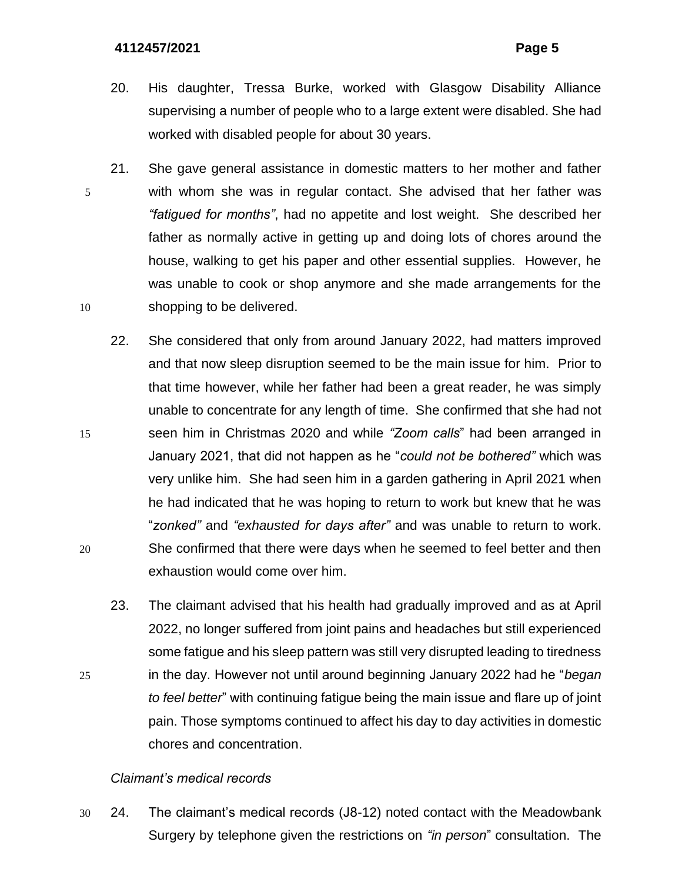20. His daughter, Tressa Burke, worked with Glasgow Disability Alliance supervising a number of people who to a large extent were disabled. She had worked with disabled people for about 30 years.

21. She gave general assistance in domestic matters to her mother and father with whom she was in regular contact. She advised that her father was *"fatigued for months"*, had no appetite and lost weight. She described her father as normally active in getting up and doing lots of chores around the house, walking to get his paper and other essential supplies. However, he was unable to cook or shop anymore and she made arrangements for the shopping to be delivered.

22. She considered that only from around January 2022, had matters improved and that now sleep disruption seemed to be the main issue for him. Prior to that time however, while her father had been a great reader, he was simply unable to concentrate for any length of time. She confirmed that she had not seen him in Christmas 2020 and while *"Zoom calls*" had been arranged in January 2021, that did not happen as he "*could not be bothered"* which was very unlike him. She had seen him in a garden gathering in April 2021 when he had indicated that he was hoping to return to work but knew that he was "*zonked"* and *"exhausted for days after"* and was unable to return to work. She confirmed that there were days when he seemed to feel better and then exhaustion would come over him.

23. The claimant advised that his health had gradually improved and as at April 2022, no longer suffered from joint pains and headaches but still experienced some fatigue and his sleep pattern was still very disrupted leading to tiredness in the day. However not until around beginning January 2022 had he "*began to feel better*" with continuing fatigue being the main issue and flare up of joint pain. Those symptoms continued to affect his day to day activities in domestic chores and concentration.

*Claimant's medical records*

24. The claimant's medical records (J8-12) noted contact with the Meadowbank Surgery by telephone given the restrictions on *"in person*" consultation. The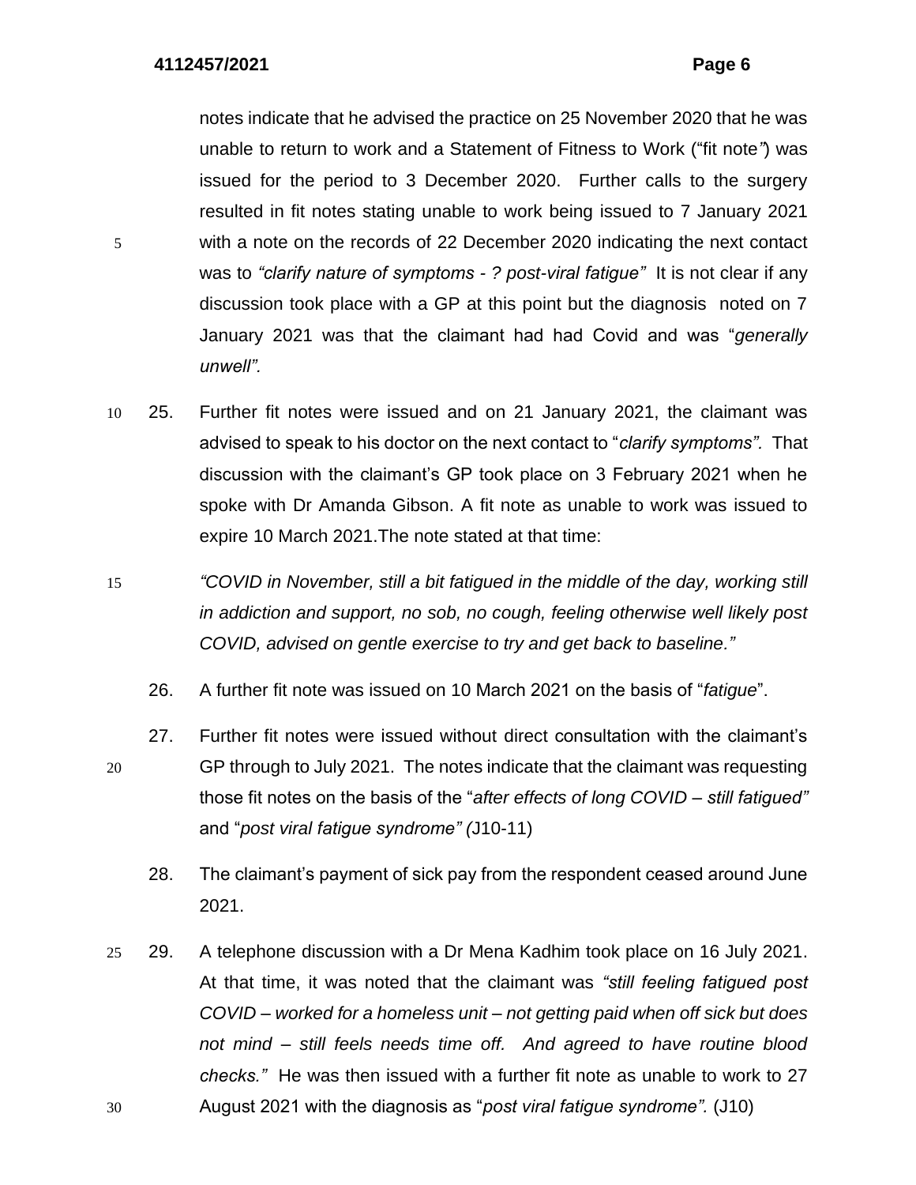notes indicate that he advised the practice on 25 November 2020 that he was unable to return to work and a Statement of Fitness to Work ("fit note") was issued for the period to 3 December 2020. Further calls to the surgery resulted in fit notes stating unable to work being issued to 7 January 2021 with a note on the records of 22 December 2020 indicating the next contact was to *"clarify nature of symptoms - ? post-viral fatigue"* It is not clear if any discussion took place with a GP at this point but the diagnosis noted on 7 January 2021 was that the claimant had had Covid and was "*generally unwell".*

25. Further fit notes were issued and on 21 January 2021, the claimant was advised to speak to his doctor on the next contact to "*clarify symptoms".* That discussion with the claimant's GP took place on 3 February 2021 when he spoke with Dr Amanda Gibson. A fit note as unable to work was issued to expire 10 March 2021.The note stated at that time:

*"COVID in November, still a bit fatigued in the middle of the day, working still in addiction and support, no sob, no cough, feeling otherwise well likely post COVID, advised on gentle exercise to try and get back to baseline."*

26. A further fit note was issued on 10 March 2021 on the basis of "*fatigue*".

27. Further fit notes were issued without direct consultation with the claimant's GP through to July 2021. The notes indicate that the claimant was requesting those fit notes on the basis of the "*after effects of long COVID – still fatigued"* and "*post viral fatigue syndrome" (*J10-11)

28. The claimant's payment of sick pay from the respondent ceased around June 2021.

29. A telephone discussion with a Dr Mena Kadhim took place on 16 July 2021. At that time, it was noted that the claimant was *"still feeling fatigued post COVID – worked for a homeless unit – not getting paid when off sick but does not mind – still feels needs time off. And agreed to have routine blood checks."* He was then issued with a further fit note as unable to work to 27 August 2021 with the diagnosis as "*post viral fatigue syndrome".* (J10)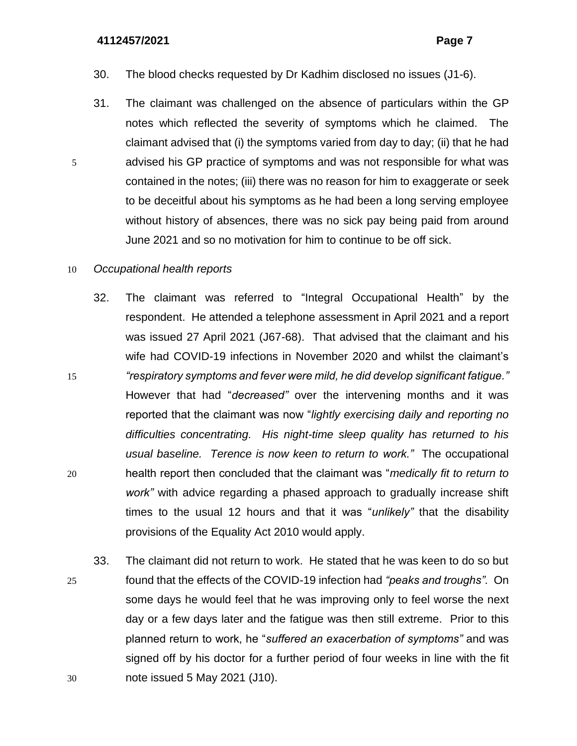30. The blood checks requested by Dr Kadhim disclosed no issues (J1-6).

31. The claimant was challenged on the absence of particulars within the GP notes which reflected the severity of symptoms which he claimed. The claimant advised that (i) the symptoms varied from day to day; (ii) that he had advised his GP practice of symptoms and was not responsible for what was contained in the notes; (iii) there was no reason for him to exaggerate or seek to be deceitful about his symptoms as he had been a long serving employee without history of absences, there was no sick pay being paid from around June 2021 and so no motivation for him to continue to be off sick.

*Occupational health reports*

32. The claimant was referred to "Integral Occupational Health" by the respondent. He attended a telephone assessment in April 2021 and a report was issued 27 April 2021 (J67-68). That advised that the claimant and his wife had COVID-19 infections in November 2020 and whilst the claimant's *"respiratory symptoms and fever were mild, he did develop significant fatigue."* However that had "*decreased"* over the intervening months and it was reported that the claimant was now "*lightly exercising daily and reporting no difficulties concentrating. His night-time sleep quality has returned to his usual baseline. Terence is now keen to return to work."* The occupational health report then concluded that the claimant was "*medically fit to return to work"* with advice regarding a phased approach to gradually increase shift times to the usual 12 hours and that it was "*unlikely"* that the disability provisions of the Equality Act 2010 would apply.

33. The claimant did not return to work. He stated that he was keen to do so but found that the effects of the COVID-19 infection had *"peaks and troughs".* On some days he would feel that he was improving only to feel worse the next day or a few days later and the fatigue was then still extreme. Prior to this planned return to work, he "*suffered an exacerbation of symptoms"* and was signed off by his doctor for a further period of four weeks in line with the fit note issued 5 May 2021 (J10).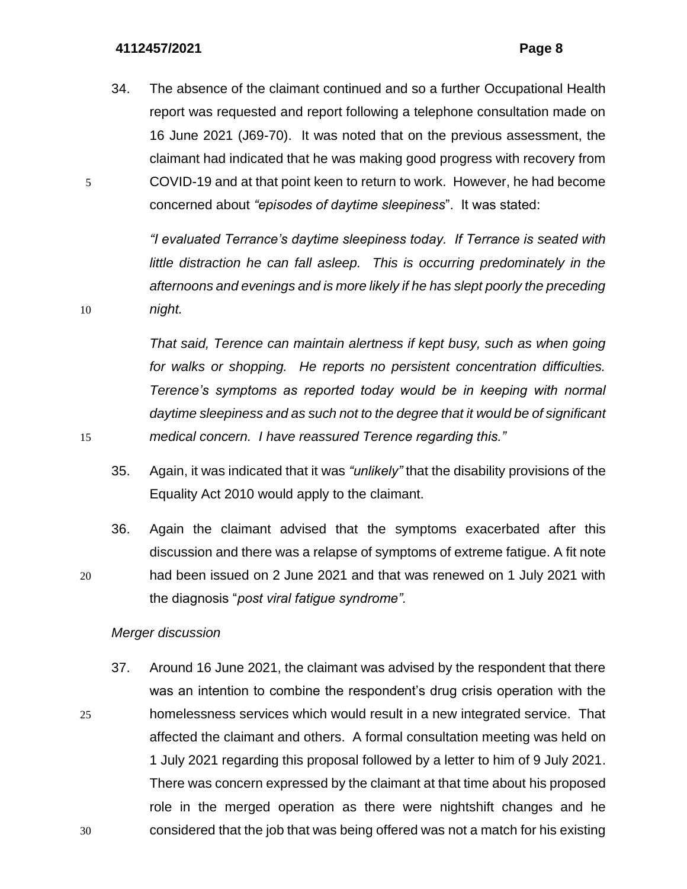34. The absence of the claimant continued and so a further Occupational Health report was requested and report following a telephone consultation made on 16 June 2021 (J69-70). It was noted that on the previous assessment, the claimant had indicated that he was making good progress with recovery from COVID-19 and at that point keen to return to work. However, he had become concerned about *"episodes of daytime sleepiness*". It was stated:

*"I evaluated Terrance's daytime sleepiness today. If Terrance is seated with little distraction he can fall asleep. This is occurring predominately in the afternoons and evenings and is more likely if he has slept poorly the preceding night.*

*That said, Terence can maintain alertness if kept busy, such as when going for walks or shopping. He reports no persistent concentration difficulties. Terence's symptoms as reported today would be in keeping with normal daytime sleepiness and as such not to the degree that it would be of significant medical concern. I have reassured Terence regarding this."*

35. Again, it was indicated that it was *"unlikely"* that the disability provisions of the Equality Act 2010 would apply to the claimant.

36. Again the claimant advised that the symptoms exacerbated after this discussion and there was a relapse of symptoms of extreme fatigue. A fit note had been issued on 2 June 2021 and that was renewed on 1 July 2021 with the diagnosis "*post viral fatigue syndrome".*

*Merger discussion*

37. Around 16 June 2021, the claimant was advised by the respondent that there was an intention to combine the respondent's drug crisis operation with the homelessness services which would result in a new integrated service. That affected the claimant and others. A formal consultation meeting was held on 1 July 2021 regarding this proposal followed by a letter to him of 9 July 2021. There was concern expressed by the claimant at that time about his proposed role in the merged operation as there were nightshift changes and he considered that the job that was being offered was not a match for his existing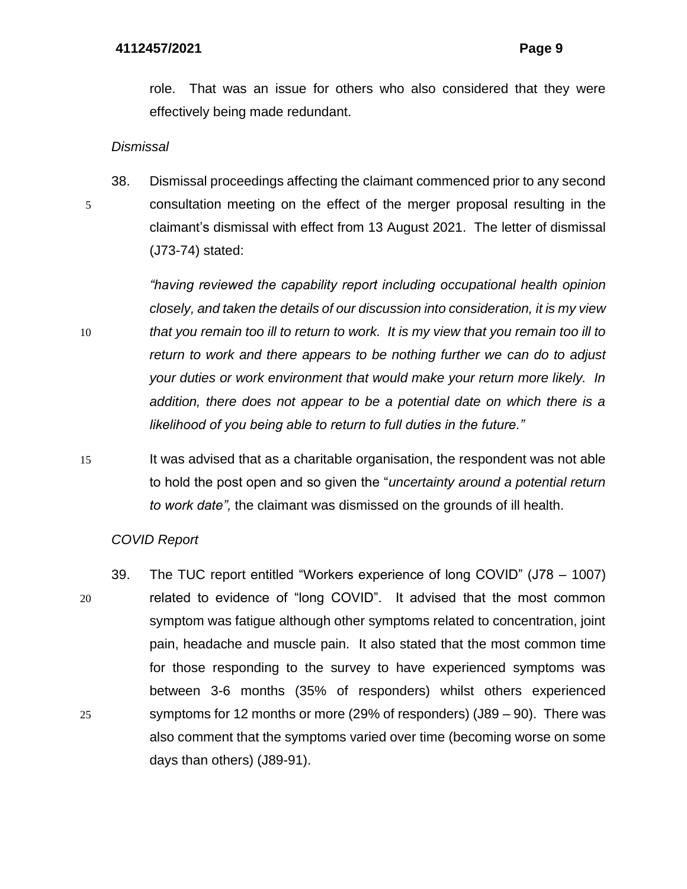role. That was an issue for others who also considered that they were effectively being made redundant.

*Dismissal*

38. Dismissal proceedings affecting the claimant commenced prior to any second consultation meeting on the effect of the merger proposal resulting in the claimant's dismissal with effect from 13 August 2021. The letter of dismissal (J73-74) stated:

*"having reviewed the capability report including occupational health opinion closely, and taken the details of our discussion into consideration, it is my view that you remain too ill to return to work. It is my view that you remain too ill to return to work and there appears to be nothing further we can do to adjust your duties or work environment that would make your return more likely. In addition, there does not appear to be a potential date on which there is a likelihood of you being able to return to full duties in the future."*

It was advised that as a charitable organisation, the respondent was not able to hold the post open and so given the "*uncertainty around a potential return to work date",* the claimant was dismissed on the grounds of ill health.

*COVID Report*

39. The TUC report entitled "Workers experience of long COVID" (J78 – 1007) related to evidence of "long COVID". It advised that the most common symptom was fatigue although other symptoms related to concentration, joint pain, headache and muscle pain. It also stated that the most common time for those responding to the survey to have experienced symptoms was between 3-6 months (35% of responders) whilst others experienced symptoms for 12 months or more (29% of responders) (J89 – 90). There was also comment that the symptoms varied over time (becoming worse on some days than others) (J89-91).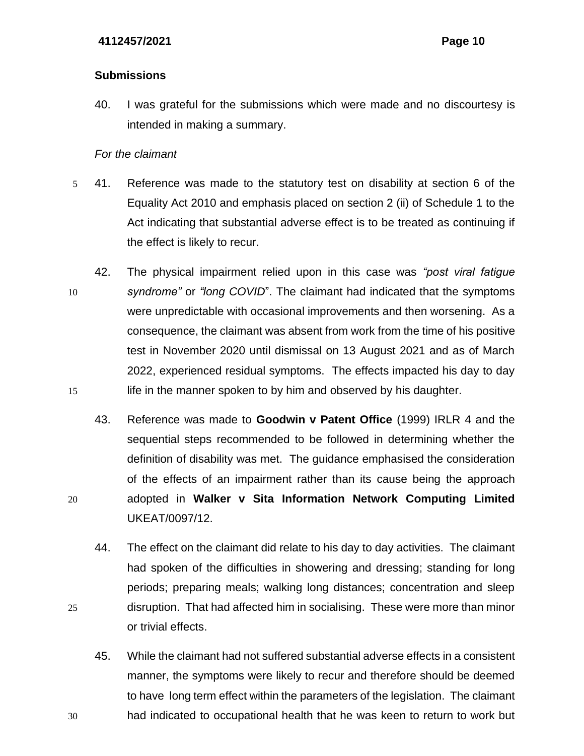## Submissions

40. I was grateful for the submissions which were made and no discourtesy is intended in making a summary.

*For the claimant*

41. Reference was made to the statutory test on disability at section 6 of the Equality Act 2010 and emphasis placed on section 2 (ii) of Schedule 1 to the Act indicating that substantial adverse effect is to be treated as continuing if the effect is likely to recur.

42. The physical impairment relied upon in this case was *"post viral fatigue syndrome"* or *"long COVID*". The claimant had indicated that the symptoms were unpredictable with occasional improvements and then worsening. As a consequence, the claimant was absent from work from the time of his positive test in November 2020 until dismissal on 13 August 2021 and as of March 2022, experienced residual symptoms. The effects impacted his day to day life in the manner spoken to by him and observed by his daughter.

43. Reference was made to **Goodwin v Patent Office** (1999) IRLR 4 and the sequential steps recommended to be followed in determining whether the definition of disability was met. The guidance emphasised the consideration of the effects of an impairment rather than its cause being the approach adopted in **Walker v Sita Information Network Computing Limited** UKEAT/0097/12.

44. The effect on the claimant did relate to his day to day activities. The claimant had spoken of the difficulties in showering and dressing; standing for long periods; preparing meals; walking long distances; concentration and sleep disruption. That had affected him in socialising. These were more than minor or trivial effects.

45. While the claimant had not suffered substantial adverse effects in a consistent manner, the symptoms were likely to recur and therefore should be deemed to have long term effect within the parameters of the legislation. The claimant had indicated to occupational health that he was keen to return to work but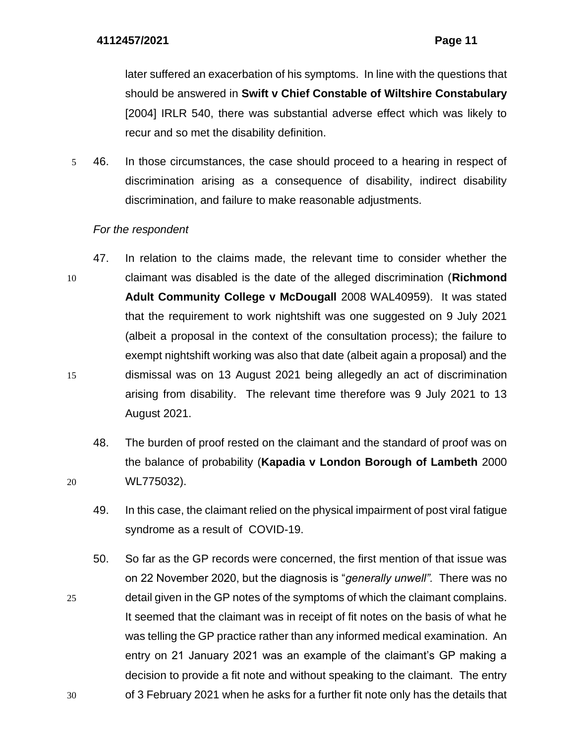later suffered an exacerbation of his symptoms. In line with the questions that should be answered in **Swift v Chief Constable of Wiltshire Constabulary** [2004] IRLR 540, there was substantial adverse effect which was likely to recur and so met the disability definition.

46. In those circumstances, the case should proceed to a hearing in respect of discrimination arising as a consequence of disability, indirect disability discrimination, and failure to make reasonable adjustments.

*For the respondent*

47. In relation to the claims made, the relevant time to consider whether the claimant was disabled is the date of the alleged discrimination (**Richmond Adult Community College v McDougall** 2008 WAL40959). It was stated that the requirement to work nightshift was one suggested on 9 July 2021 (albeit a proposal in the context of the consultation process); the failure to exempt nightshift working was also that date (albeit again a proposal) and the dismissal was on 13 August 2021 being allegedly an act of discrimination arising from disability. The relevant time therefore was 9 July 2021 to 13 August 2021.

48. The burden of proof rested on the claimant and the standard of proof was on the balance of probability (**Kapadia v London Borough of Lambeth** 2000 WL775032).

49. In this case, the claimant relied on the physical impairment of post viral fatigue syndrome as a result of COVID-19.

50. So far as the GP records were concerned, the first mention of that issue was on 22 November 2020, but the diagnosis is "*generally unwell".* There was no detail given in the GP notes of the symptoms of which the claimant complains. It seemed that the claimant was in receipt of fit notes on the basis of what he was telling the GP practice rather than any informed medical examination. An entry on 21 January 2021 was an example of the claimant's GP making a decision to provide a fit note and without speaking to the claimant. The entry of 3 February 2021 when he asks for a further fit note only has the details that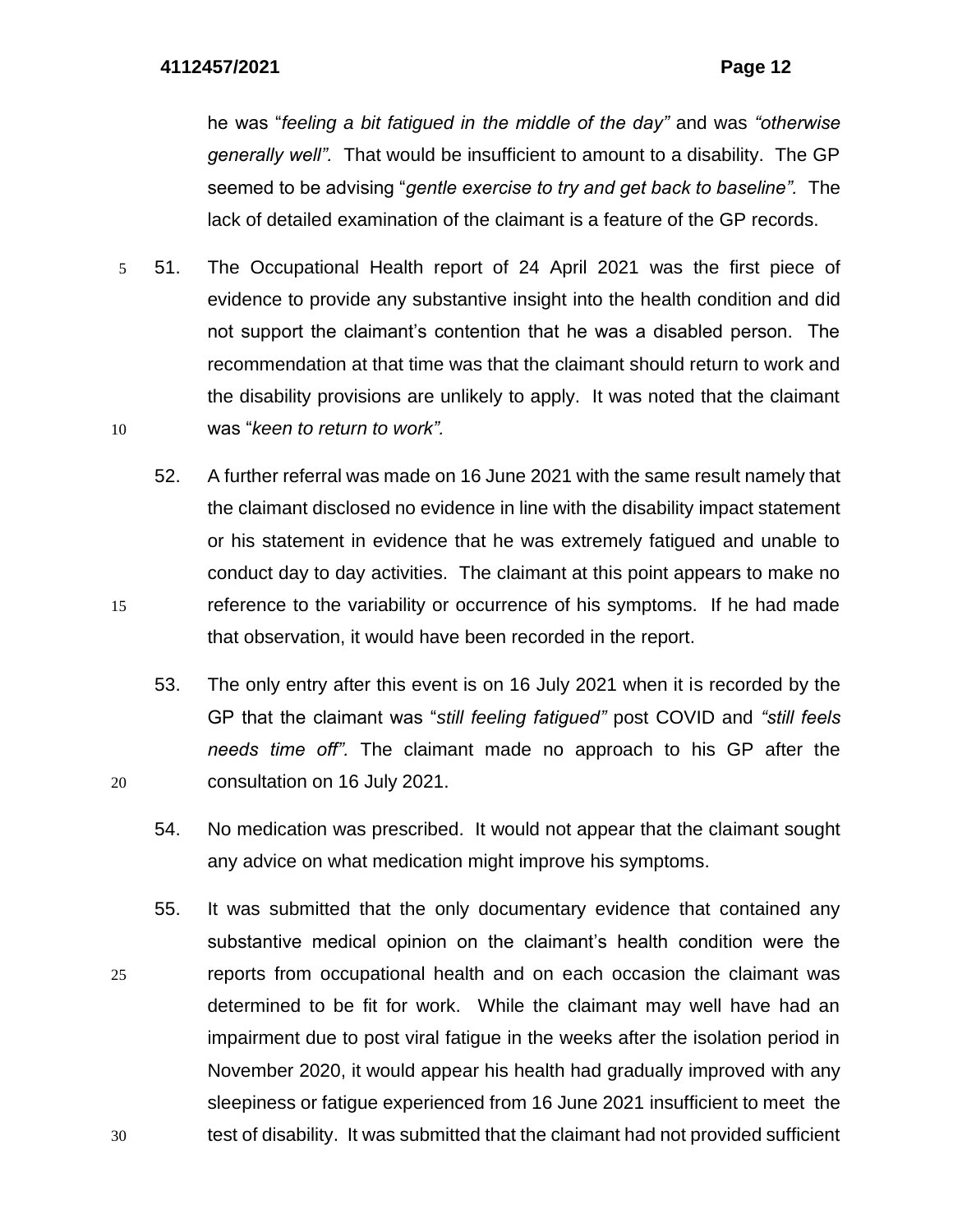he was "*feeling a bit fatigued in the middle of the day"* and was *"otherwise generally well".* That would be insufficient to amount to a disability. The GP seemed to be advising "*gentle exercise to try and get back to baseline".* The lack of detailed examination of the claimant is a feature of the GP records.

51. The Occupational Health report of 24 April 2021 was the first piece of evidence to provide any substantive insight into the health condition and did not support the claimant's contention that he was a disabled person. The recommendation at that time was that the claimant should return to work and the disability provisions are unlikely to apply. It was noted that the claimant was "*keen to return to work".*

52. A further referral was made on 16 June 2021 with the same result namely that the claimant disclosed no evidence in line with the disability impact statement or his statement in evidence that he was extremely fatigued and unable to conduct day to day activities. The claimant at this point appears to make no reference to the variability or occurrence of his symptoms. If he had made that observation, it would have been recorded in the report.

53. The only entry after this event is on 16 July 2021 when it is recorded by the GP that the claimant was "*still feeling fatigued"* post COVID and *"still feels needs time off".* The claimant made no approach to his GP after the consultation on 16 July 2021.

54. No medication was prescribed. It would not appear that the claimant sought any advice on what medication might improve his symptoms.

55. It was submitted that the only documentary evidence that contained any substantive medical opinion on the claimant's health condition were the reports from occupational health and on each occasion the claimant was determined to be fit for work. While the claimant may well have had an impairment due to post viral fatigue in the weeks after the isolation period in November 2020, it would appear his health had gradually improved with any sleepiness or fatigue experienced from 16 June 2021 insufficient to meet the test of disability. It was submitted that the claimant had not provided sufficient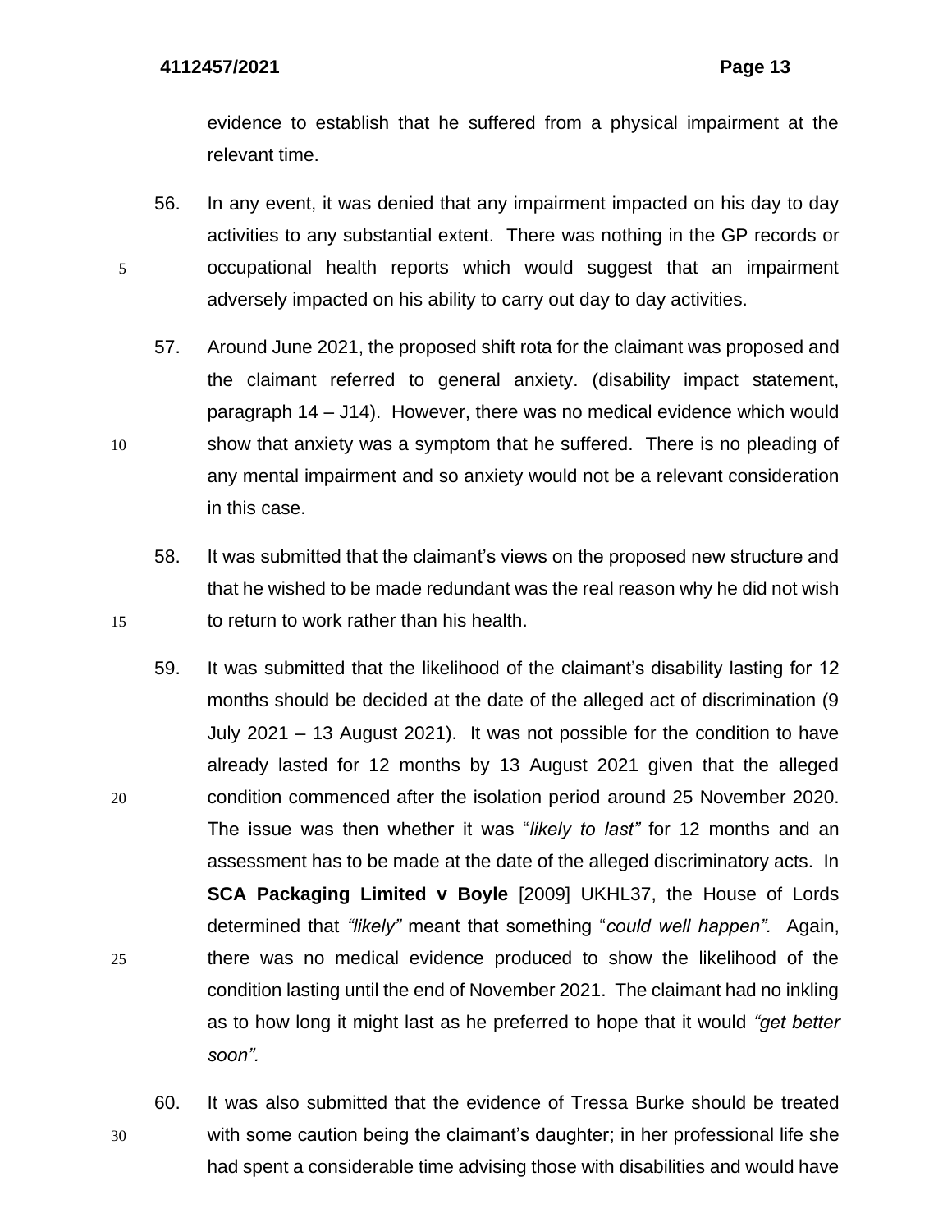evidence to establish that he suffered from a physical impairment at the relevant time.

56. In any event, it was denied that any impairment impacted on his day to day activities to any substantial extent. There was nothing in the GP records or occupational health reports which would suggest that an impairment adversely impacted on his ability to carry out day to day activities.

57. Around June 2021, the proposed shift rota for the claimant was proposed and the claimant referred to general anxiety. (disability impact statement, paragraph 14 – J14). However, there was no medical evidence which would show that anxiety was a symptom that he suffered. There is no pleading of any mental impairment and so anxiety would not be a relevant consideration in this case.

58. It was submitted that the claimant's views on the proposed new structure and that he wished to be made redundant was the real reason why he did not wish to return to work rather than his health.

59. It was submitted that the likelihood of the claimant's disability lasting for 12 months should be decided at the date of the alleged act of discrimination (9 July 2021 – 13 August 2021). It was not possible for the condition to have already lasted for 12 months by 13 August 2021 given that the alleged condition commenced after the isolation period around 25 November 2020. The issue was then whether it was "*likely to last"* for 12 months and an assessment has to be made at the date of the alleged discriminatory acts. In **SCA Packaging Limited v Boyle** [2009] UKHL37, the House of Lords determined that *"likely"* meant that something "*could well happen".* Again, there was no medical evidence produced to show the likelihood of the condition lasting until the end of November 2021. The claimant had no inkling as to how long it might last as he preferred to hope that it would *"get better soon".*

60. It was also submitted that the evidence of Tressa Burke should be treated with some caution being the claimant's daughter; in her professional life she had spent a considerable time advising those with disabilities and would have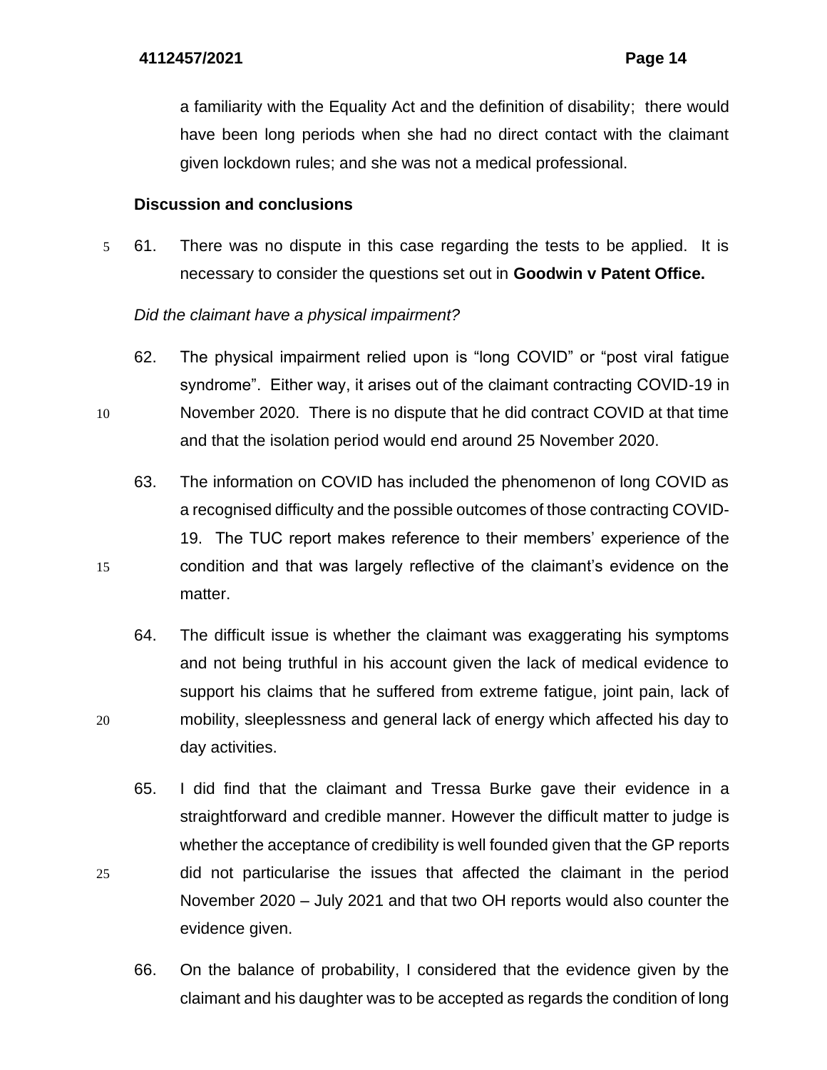a familiarity with the Equality Act and the definition of disability; there would have been long periods when she had no direct contact with the claimant given lockdown rules; and she was not a medical professional.

## Discussion and conclusions

61. There was no dispute in this case regarding the tests to be applied. It is necessary to consider the questions set out in **Goodwin v Patent Office.**

*Did the claimant have a physical impairment?*

62. The physical impairment relied upon is "long COVID" or "post viral fatigue syndrome". Either way, it arises out of the claimant contracting COVID-19 in November 2020. There is no dispute that he did contract COVID at that time and that the isolation period would end around 25 November 2020.

63. The information on COVID has included the phenomenon of long COVID as a recognised difficulty and the possible outcomes of those contracting COVID-19. The TUC report makes reference to their members' experience of the condition and that was largely reflective of the claimant's evidence on the matter.

64. The difficult issue is whether the claimant was exaggerating his symptoms and not being truthful in his account given the lack of medical evidence to support his claims that he suffered from extreme fatigue, joint pain, lack of mobility, sleeplessness and general lack of energy which affected his day to day activities.

65. I did find that the claimant and Tressa Burke gave their evidence in a straightforward and credible manner. However the difficult matter to judge is whether the acceptance of credibility is well founded given that the GP reports did not particularise the issues that affected the claimant in the period November 2020 – July 2021 and that two OH reports would also counter the evidence given.

66. On the balance of probability, I considered that the evidence given by the claimant and his daughter was to be accepted as regards the condition of long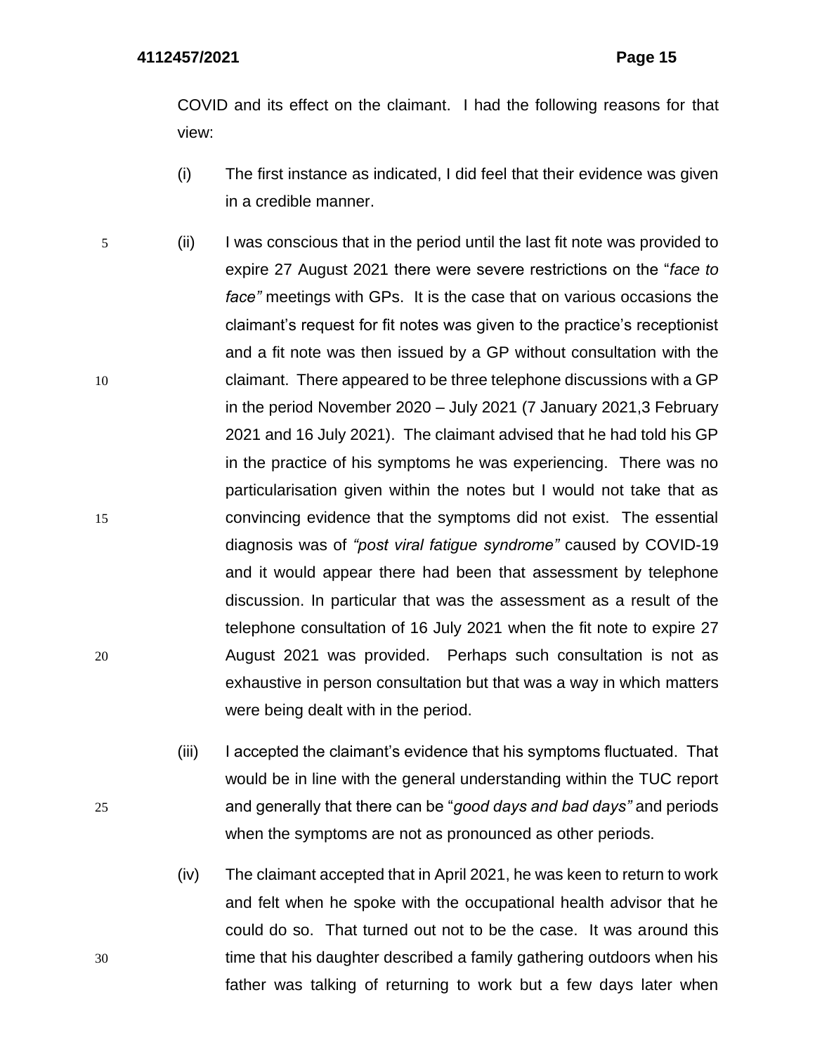COVID and its effect on the claimant. I had the following reasons for that view:

(i) The first instance as indicated, I did feel that their evidence was given in a credible manner.

(ii) I was conscious that in the period until the last fit note was provided to expire 27 August 2021 there were severe restrictions on the "*face to face"* meetings with GPs. It is the case that on various occasions the claimant's request for fit notes was given to the practice's receptionist and a fit note was then issued by a GP without consultation with the claimant. There appeared to be three telephone discussions with a GP in the period November 2020 – July 2021 (7 January 2021,3 February 2021 and 16 July 2021). The claimant advised that he had told his GP in the practice of his symptoms he was experiencing. There was no particularisation given within the notes but I would not take that as convincing evidence that the symptoms did not exist. The essential diagnosis was of *"post viral fatigue syndrome"* caused by COVID-19 and it would appear there had been that assessment by telephone discussion. In particular that was the assessment as a result of the telephone consultation of 16 July 2021 when the fit note to expire 27 August 2021 was provided. Perhaps such consultation is not as exhaustive in person consultation but that was a way in which matters were being dealt with in the period.

(iii) I accepted the claimant's evidence that his symptoms fluctuated. That would be in line with the general understanding within the TUC report and generally that there can be "*good days and bad days"* and periods when the symptoms are not as pronounced as other periods.

(iv) The claimant accepted that in April 2021, he was keen to return to work and felt when he spoke with the occupational health advisor that he could do so. That turned out not to be the case. It was around this time that his daughter described a family gathering outdoors when his father was talking of returning to work but a few days later when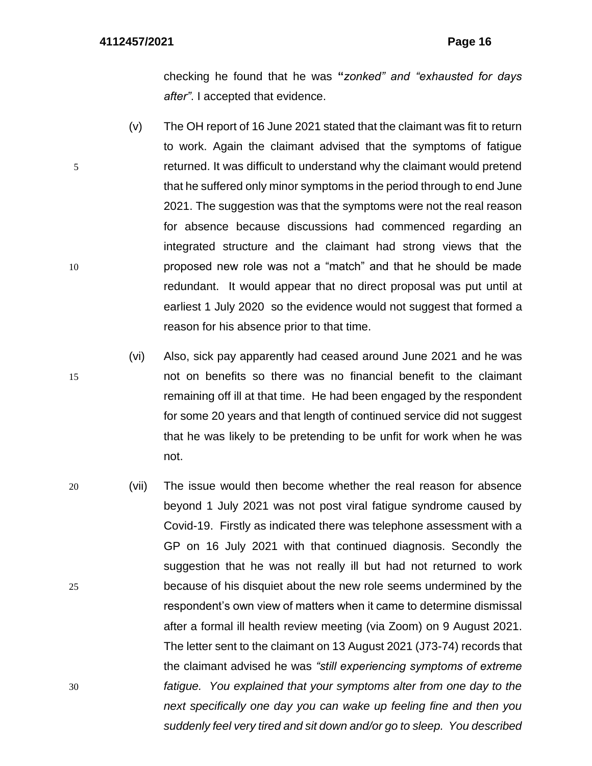checking he found that he was "*zonked" and "exhausted for days after"*. I accepted that evidence.

(v) The OH report of 16 June 2021 stated that the claimant was fit to return to work. Again the claimant advised that the symptoms of fatigue returned. It was difficult to understand why the claimant would pretend that he suffered only minor symptoms in the period through to end June 2021. The suggestion was that the symptoms were not the real reason for absence because discussions had commenced regarding an integrated structure and the claimant had strong views that the proposed new role was not a "match" and that he should be made redundant. It would appear that no direct proposal was put until at earliest 1 July 2020 so the evidence would not suggest that formed a reason for his absence prior to that time.

(vi) Also, sick pay apparently had ceased around June 2021 and he was not on benefits so there was no financial benefit to the claimant remaining off ill at that time. He had been engaged by the respondent for some 20 years and that length of continued service did not suggest that he was likely to be pretending to be unfit for work when he was not.

(vii) The issue would then become whether the real reason for absence beyond 1 July 2021 was not post viral fatigue syndrome caused by Covid-19. Firstly as indicated there was telephone assessment with a GP on 16 July 2021 with that continued diagnosis. Secondly the suggestion that he was not really ill but had not returned to work because of his disquiet about the new role seems undermined by the respondent's own view of matters when it came to determine dismissal after a formal ill health review meeting (via Zoom) on 9 August 2021. The letter sent to the claimant on 13 August 2021 (J73-74) records that the claimant advised he was *"still experiencing symptoms of extreme fatigue. You explained that your symptoms alter from one day to the next specifically one day you can wake up feeling fine and then you suddenly feel very tired and sit down and/or go to sleep. You described*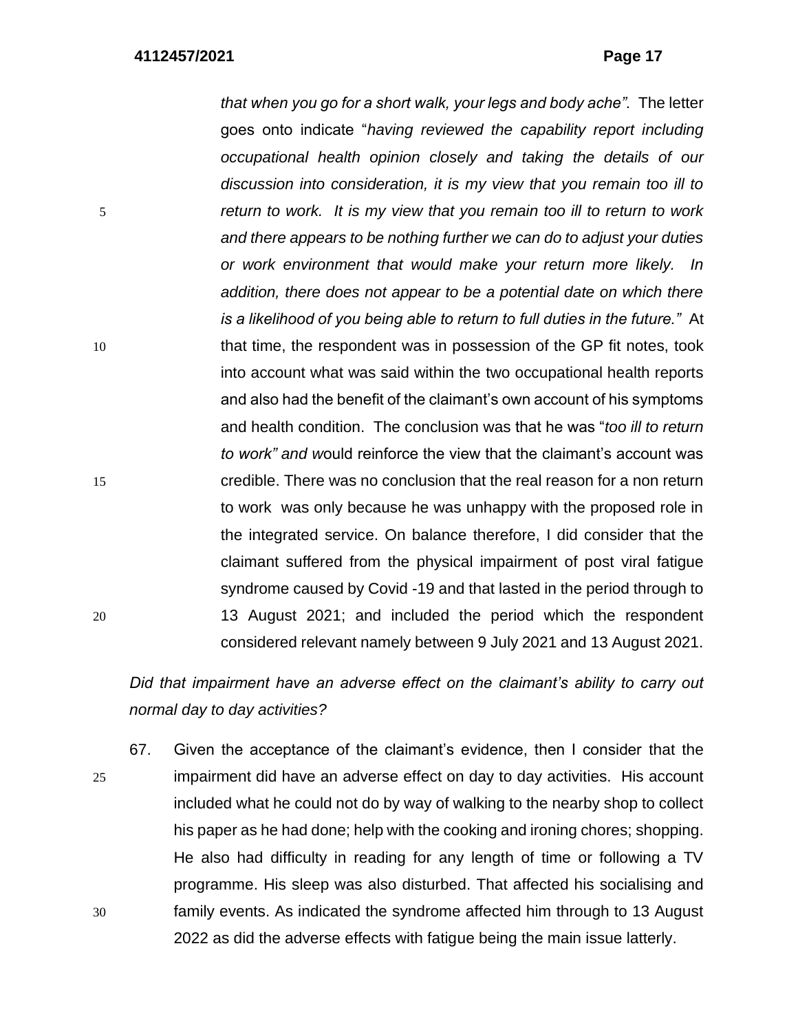*that when you go for a short walk, your legs and body ache"*. The letter goes onto indicate "*having reviewed the capability report including occupational health opinion closely and taking the details of our discussion into consideration, it is my view that you remain too ill to return to work. It is my view that you remain too ill to return to work and there appears to be nothing further we can do to adjust your duties or work environment that would make your return more likely. In addition, there does not appear to be a potential date on which there is a likelihood of you being able to return to full duties in the future."* At that time, the respondent was in possession of the GP fit notes, took into account what was said within the two occupational health reports and also had the benefit of the claimant's own account of his symptoms and health condition. The conclusion was that he was "*too ill to return to work" and w*ould reinforce the view that the claimant's account was credible. There was no conclusion that the real reason for a non return to work was only because he was unhappy with the proposed role in the integrated service. On balance therefore, I did consider that the claimant suffered from the physical impairment of post viral fatigue syndrome caused by Covid -19 and that lasted in the period through to 13 August 2021; and included the period which the respondent considered relevant namely between 9 July 2021 and 13 August 2021.

*Did that impairment have an adverse effect on the claimant's ability to carry out normal day to day activities?*

67. Given the acceptance of the claimant's evidence, then I consider that the impairment did have an adverse effect on day to day activities. His account included what he could not do by way of walking to the nearby shop to collect his paper as he had done; help with the cooking and ironing chores; shopping. He also had difficulty in reading for any length of time or following a TV programme. His sleep was also disturbed. That affected his socialising and family events. As indicated the syndrome affected him through to 13 August 2022 as did the adverse effects with fatigue being the main issue latterly.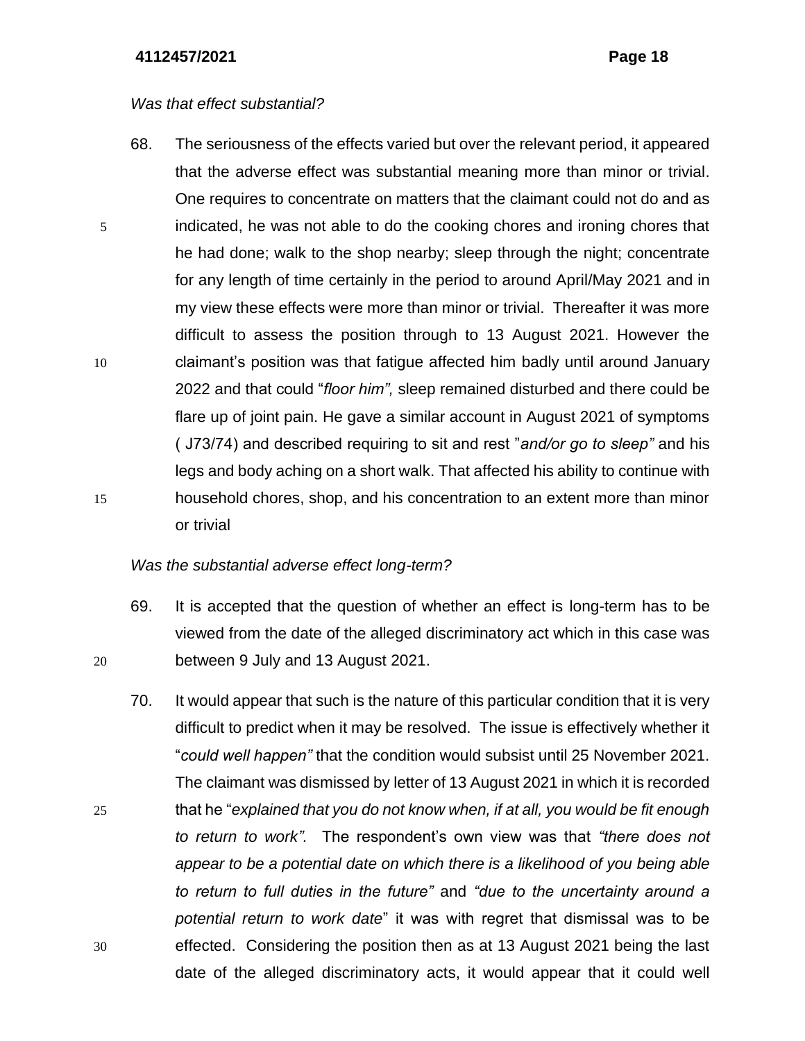*Was that effect substantial?*

68. The seriousness of the effects varied but over the relevant period, it appeared that the adverse effect was substantial meaning more than minor or trivial. One requires to concentrate on matters that the claimant could not do and as indicated, he was not able to do the cooking chores and ironing chores that he had done; walk to the shop nearby; sleep through the night; concentrate for any length of time certainly in the period to around April/May 2021 and in my view these effects were more than minor or trivial. Thereafter it was more difficult to assess the position through to 13 August 2021. However the claimant's position was that fatigue affected him badly until around January 2022 and that could "*floor him",* sleep remained disturbed and there could be flare up of joint pain. He gave a similar account in August 2021 of symptoms ( J73/74) and described requiring to sit and rest "*and/or go to sleep"* and his legs and body aching on a short walk. That affected his ability to continue with household chores, shop, and his concentration to an extent more than minor or trivial

*Was the substantial adverse effect long-term?*

69. It is accepted that the question of whether an effect is long-term has to be viewed from the date of the alleged discriminatory act which in this case was between 9 July and 13 August 2021.

70. It would appear that such is the nature of this particular condition that it is very difficult to predict when it may be resolved. The issue is effectively whether it "*could well happen"* that the condition would subsist until 25 November 2021. The claimant was dismissed by letter of 13 August 2021 in which it is recorded that he "*explained that you do not know when, if at all, you would be fit enough to return to work".* The respondent's own view was that *"there does not appear to be a potential date on which there is a likelihood of you being able to return to full duties in the future"* and *"due to the uncertainty around a potential return to work date*" it was with regret that dismissal was to be effected. Considering the position then as at 13 August 2021 being the last date of the alleged discriminatory acts, it would appear that it could well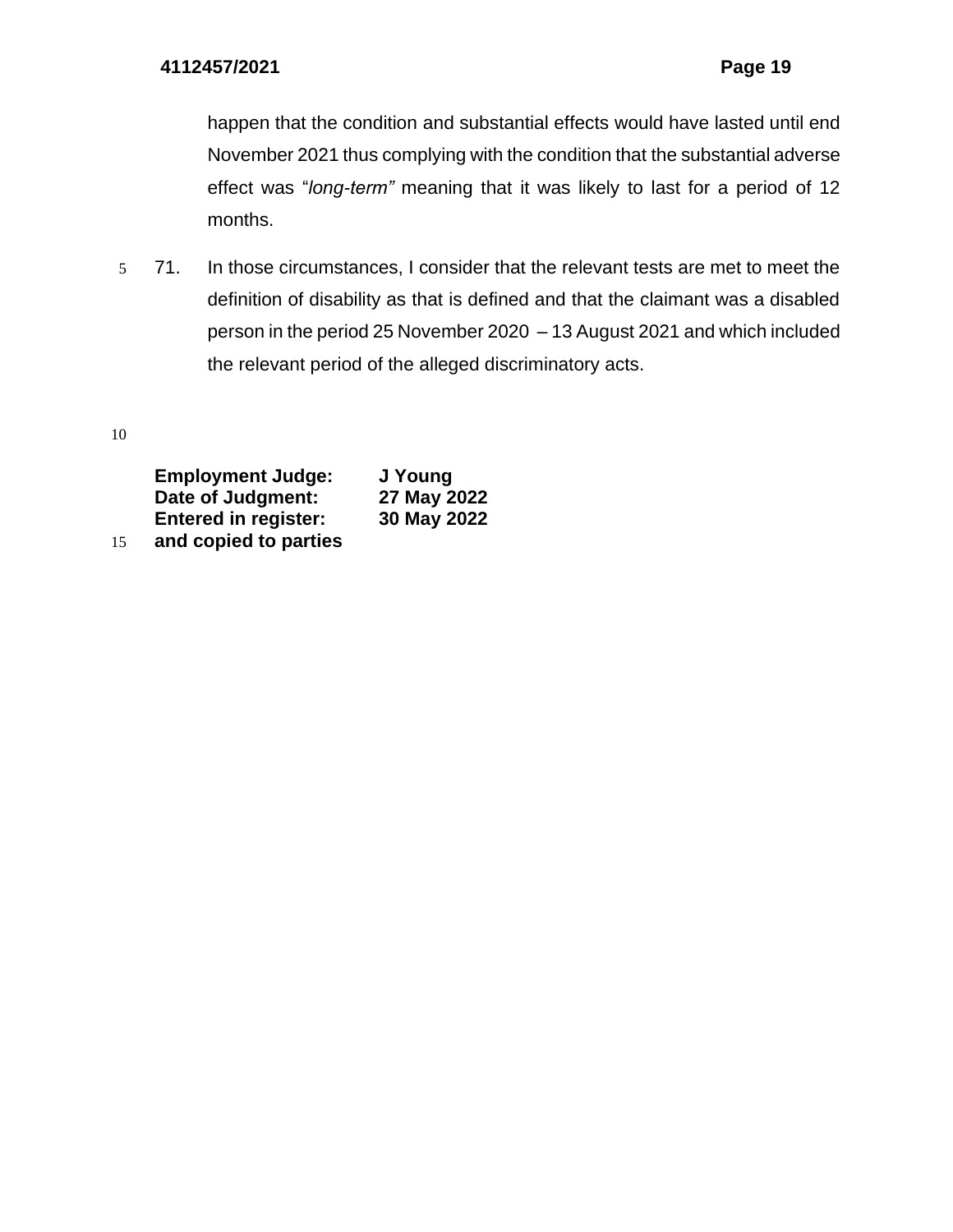happen that the condition and substantial effects would have lasted until end November 2021 thus complying with the condition that the substantial adverse effect was "*long-term"* meaning that it was likely to last for a period of 12 months.

71. In those circumstances, I consider that the relevant tests are met to meet the definition of disability as that is defined and that the claimant was a disabled person in the period 25 November 2020 – 13 August 2021 and which included the relevant period of the alleged discriminatory acts.

| | |
|---|---|
| **Employment Judge:** | **J Young** |
| **Date of Judgment:** | **27 May 2022** |
| **Entered in register:** | **30 May 2022** |
| **and copied to parties** | |